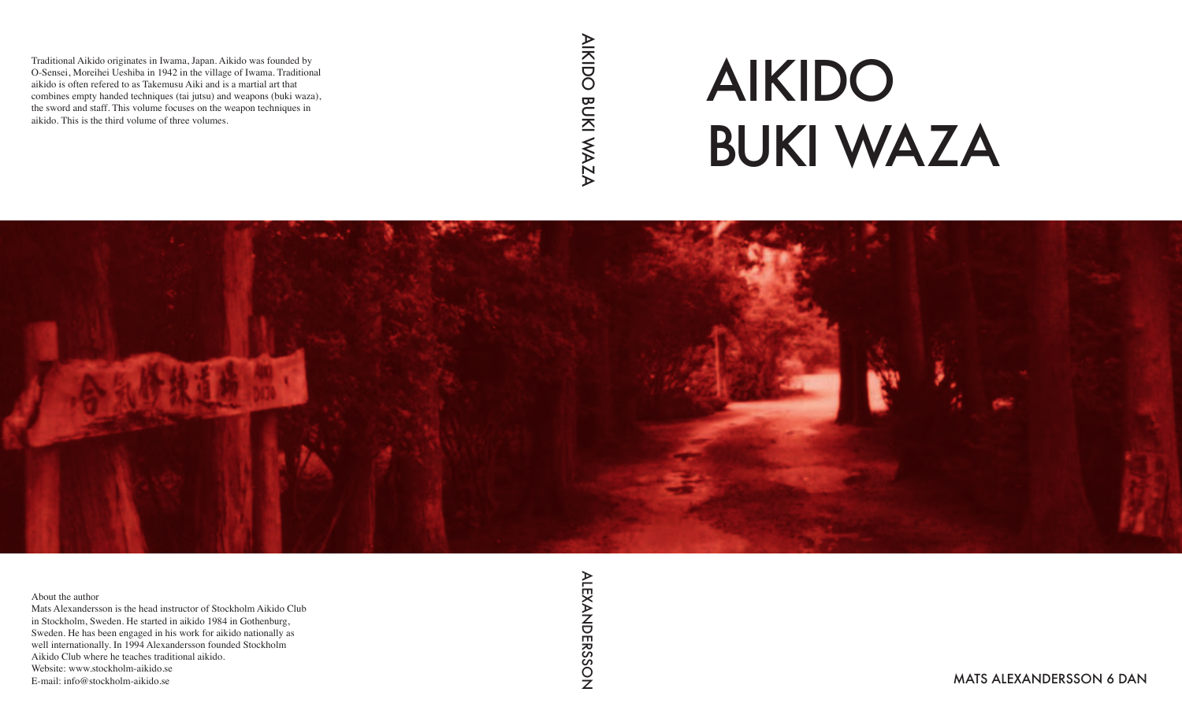# AIKIDO BUKI WAZA

MATS ALEXANDERSSON 6 DAN

Traditional Aikido originates in Iwama, Japan. Aikido was founded by O-Sensei, Moreihei Ueshiba in 1942 in the village of Iwama. Traditional aikido is often refered to as Takemusu Aiki and is a martial art that combines empty handed techniques (tai jutsu) and weapons (buki waza), the sword and staff. This volume focuses on the weapon techniques in aikido. This is the third volume of three volumes.

About the author

Mats Alexandersson is the head instructor of Stockholm Aikido Club in Stockholm, Sweden. He started in aikido 1984 in Gothenburg, Sweden. He has been engaged in his work for aikido nationally as well internationally. In 1994 Alexandersson founded Stockholm Aikido Club where he teaches traditional aikido.
Website: www.stockholm-aikido.se
E-mail: info@stockholm-aikido.se

AIKIDO BUKI WAZA

ALEXANDERSSON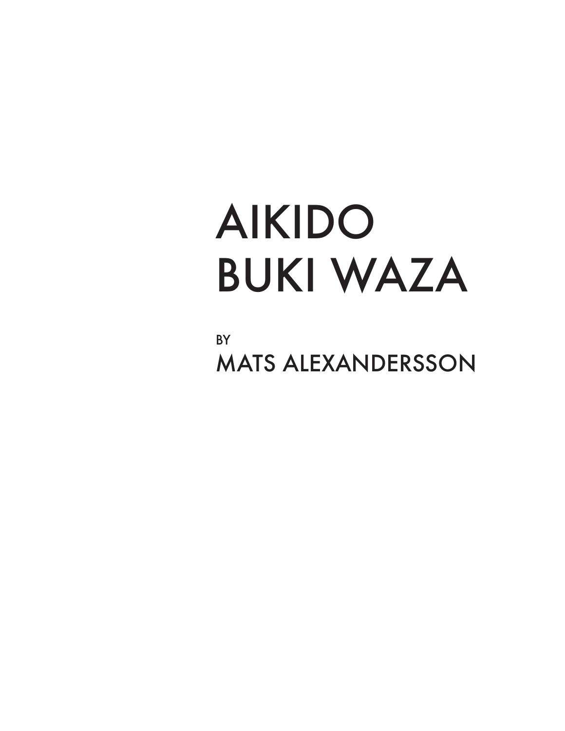# AIKIDO BUKI WAZA

BY

MATS ALEXANDERSSON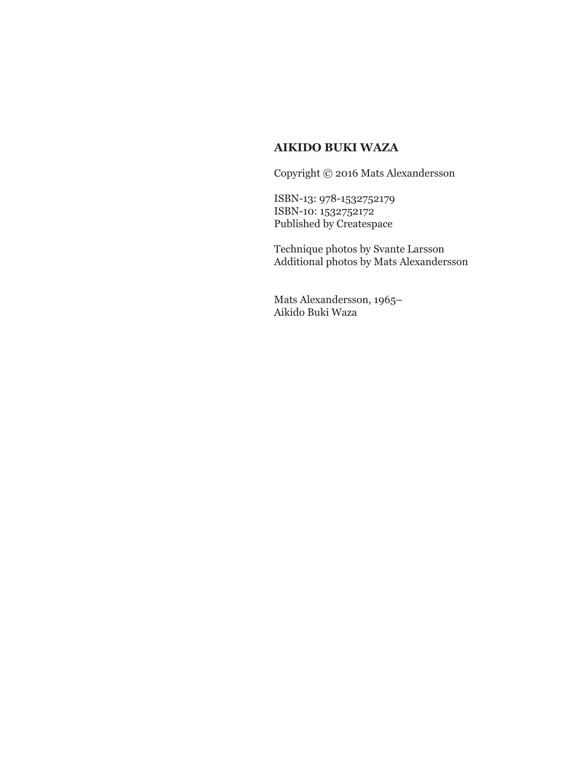**AIKIDO BUKI WAZA**

Copyright © 2016 Mats Alexandersson

ISBN-13: 978-1532752179
ISBN-10: 1532752172
Published by Createspace

Technique photos by Svante Larsson
Additional photos by Mats Alexandersson

Mats Alexandersson, 1965–
Aikido Buki Waza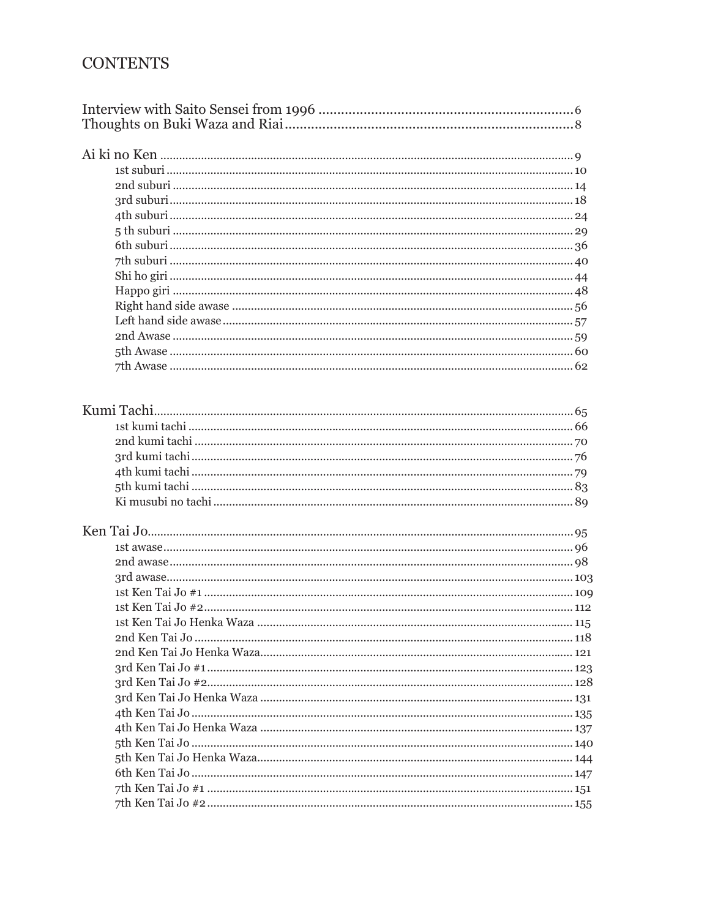# CONTENTS

Interview with Saito Sensei from 1996 .......... 6
Thoughts on Buki Waza and Riai .......... 8

Ai ki no Ken .......... 9
- 1st suburi .......... 10
- 2nd suburi .......... 14
- 3rd suburi .......... 18
- 4th suburi .......... 24
- 5 th suburi .......... 29
- 6th suburi .......... 36
- 7th suburi .......... 40
- Shi ho giri .......... 44
- Happo giri .......... 48
- Right hand side awase .......... 56
- Left hand side awase .......... 57
- 2nd Awase .......... 59
- 5th Awase .......... 60
- 7th Awase .......... 62

Kumi Tachi .......... 65
- 1st kumi tachi .......... 66
- 2nd kumi tachi .......... 70
- 3rd kumi tachi .......... 76
- 4th kumi tachi .......... 79
- 5th kumi tachi .......... 83
- Ki musubi no tachi .......... 89

Ken Tai Jo .......... 95
- 1st awase .......... 96
- 2nd awase .......... 98
- 3rd awase .......... 103
- 1st Ken Tai Jo #1 .......... 109
- 1st Ken Tai Jo #2 .......... 112
- 1st Ken Tai Jo Henka Waza .......... 115
- 2nd Ken Tai Jo .......... 118
- 2nd Ken Tai Jo Henka Waza .......... 121
- 3rd Ken Tai Jo #1 .......... 123
- 3rd Ken Tai Jo #2 .......... 128
- 3rd Ken Tai Jo Henka Waza .......... 131
- 4th Ken Tai Jo .......... 135
- 4th Ken Tai Jo Henka Waza .......... 137
- 5th Ken Tai Jo .......... 140
- 5th Ken Tai Jo Henka Waza .......... 144
- 6th Ken Tai Jo .......... 147
- 7th Ken Tai Jo #1 .......... 151
- 7th Ken Tai Jo #2 .......... 155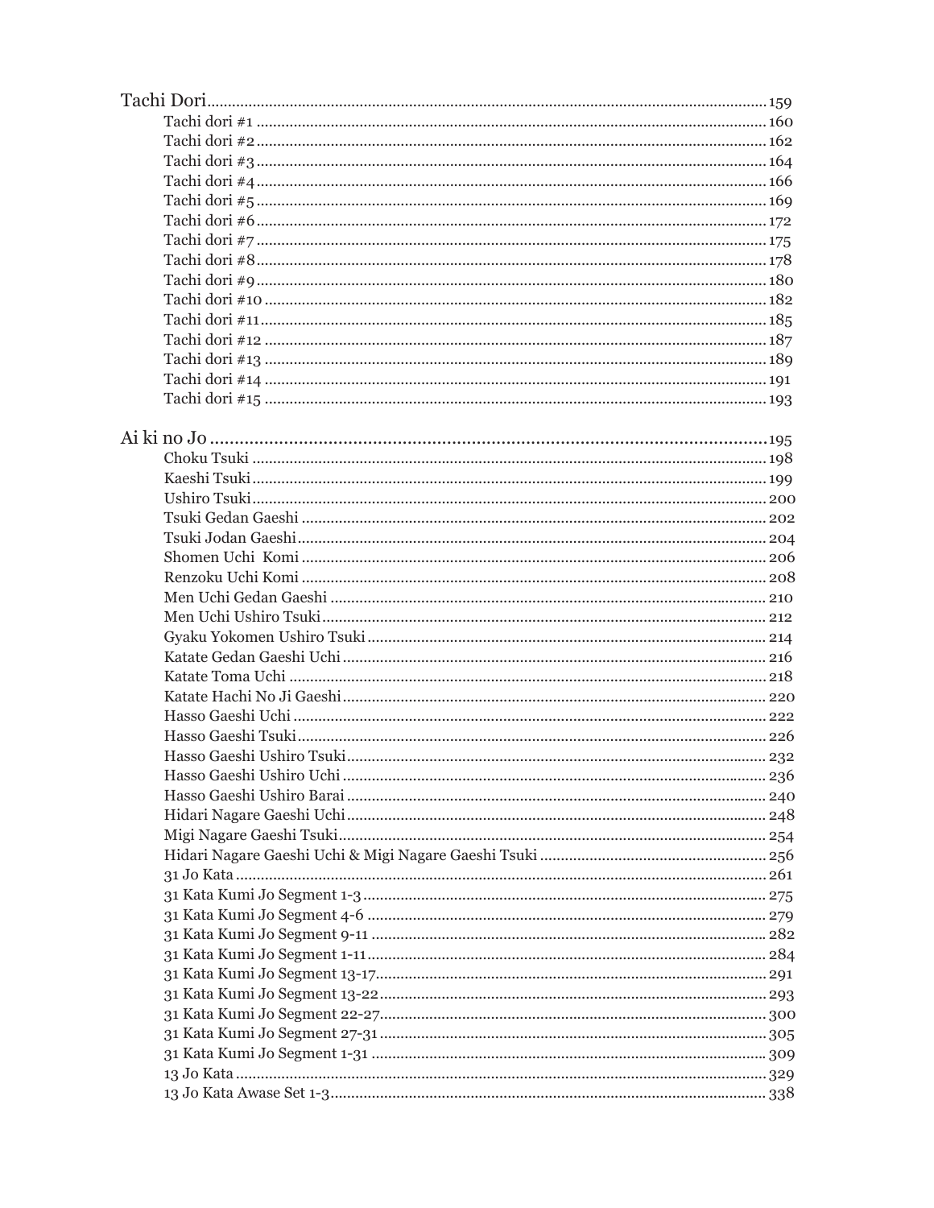Tachi Dori ........................................................................................................ 159
- Tachi dori #1 ........................................................................................................ 160
- Tachi dori #2 ........................................................................................................ 162
- Tachi dori #3 ........................................................................................................ 164
- Tachi dori #4 ........................................................................................................ 166
- Tachi dori #5 ........................................................................................................ 169
- Tachi dori #6 ........................................................................................................ 172
- Tachi dori #7 ........................................................................................................ 175
- Tachi dori #8 ........................................................................................................ 178
- Tachi dori #9 ........................................................................................................ 180
- Tachi dori #10 ...................................................................................................... 182
- Tachi dori #11 ...................................................................................................... 185
- Tachi dori #12 ...................................................................................................... 187
- Tachi dori #13 ...................................................................................................... 189
- Tachi dori #14 ...................................................................................................... 191
- Tachi dori #15 ...................................................................................................... 193

Ai ki no Jo ........................................................................................................ 195
- Choku Tsuki ........................................................................................................ 198
- Kaeshi Tsuki ........................................................................................................ 199
- Ushiro Tsuki ........................................................................................................ 200
- Tsuki Gedan Gaeshi ............................................................................................ 202
- Tsuki Jodan Gaeshi ............................................................................................. 204
- Shomen Uchi Komi ............................................................................................. 206
- Renzoku Uchi Komi ............................................................................................ 208
- Men Uchi Gedan Gaeshi ...................................................................................... 210
- Men Uchi Ushiro Tsuki ........................................................................................ 212
- Gyaku Yokomen Ushiro Tsuki .............................................................................. 214
- Katate Gedan Gaeshi Uchi .................................................................................. 216
- Katate Toma Uchi ................................................................................................ 218
- Katate Hachi No Ji Gaeshi ................................................................................... 220
- Hasso Gaeshi Uchi .............................................................................................. 222
- Hasso Gaeshi Tsuki ............................................................................................. 226
- Hasso Gaeshi Ushiro Tsuki .................................................................................. 232
- Hasso Gaeshi Ushiro Uchi ................................................................................... 236
- Hasso Gaeshi Ushiro Barai .................................................................................. 240
- Hidari Nagare Gaeshi Uchi .................................................................................. 248
- Migi Nagare Gaeshi Tsuki .................................................................................... 254
- Hidari Nagare Gaeshi Uchi & Migi Nagare Gaeshi Tsuki .................................... 256
- 31 Jo Kata ........................................................................................................... 261
- 31 Kata Kumi Jo Segment 1-3 ............................................................................. 275
- 31 Kata Kumi Jo Segment 4-6 ............................................................................. 279
- 31 Kata Kumi Jo Segment 9-11 ........................................................................... 282
- 31 Kata Kumi Jo Segment 1-11 ........................................................................... 284
- 31 Kata Kumi Jo Segment 13-17 ......................................................................... 291
- 31 Kata Kumi Jo Segment 13-22 ......................................................................... 293
- 31 Kata Kumi Jo Segment 22-27 ......................................................................... 300
- 31 Kata Kumi Jo Segment 27-31 ......................................................................... 305
- 31 Kata Kumi Jo Segment 1-31 ........................................................................... 309
- 13 Jo Kata ........................................................................................................... 329
- 13 Jo Kata Awase Set 1-3 .................................................................................... 338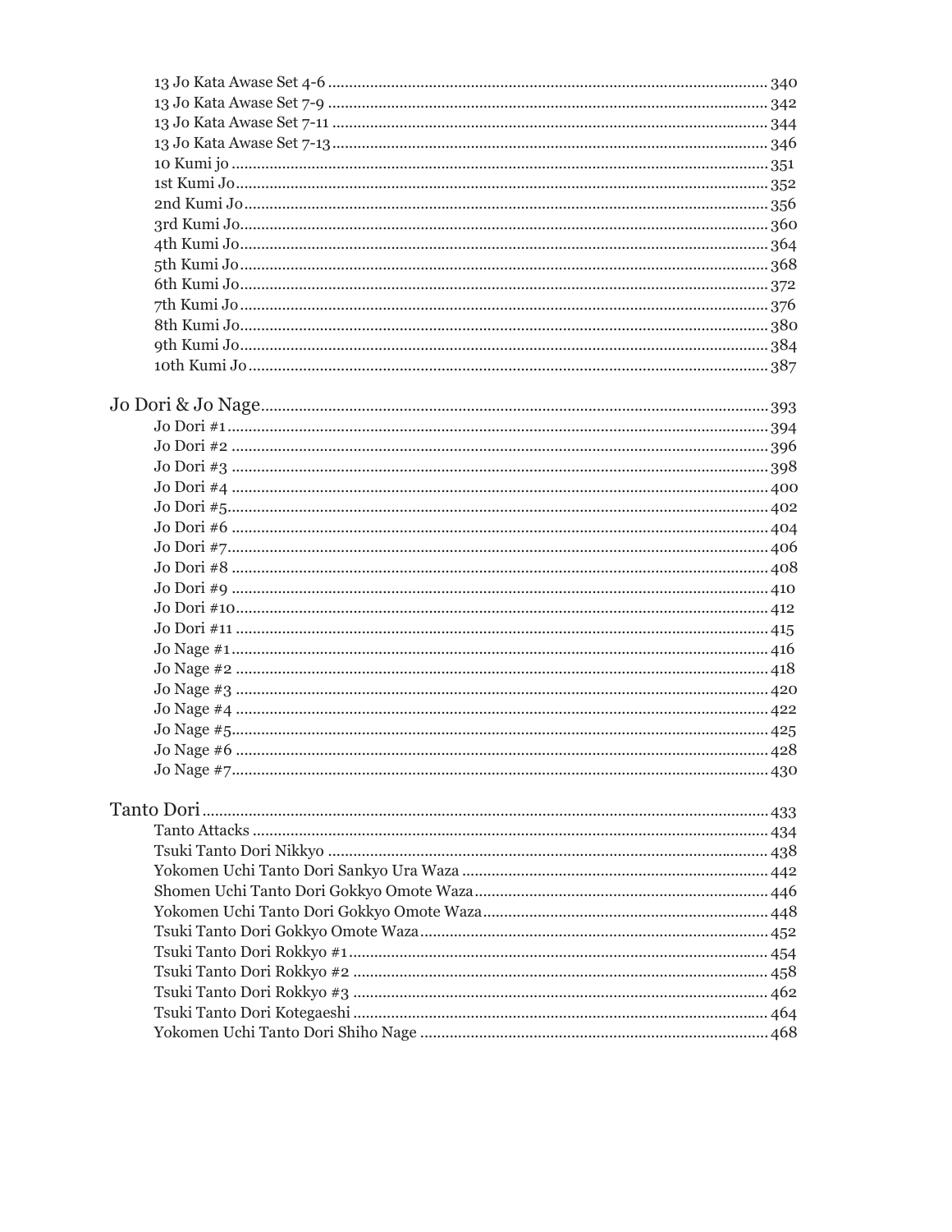13 Jo Kata Awase Set 4-6 ........................................................................................ 340
13 Jo Kata Awase Set 7-9 ........................................................................................ 342
13 Jo Kata Awase Set 7-11 ...................................................................................... 344
13 Jo Kata Awase Set 7-13 ...................................................................................... 346
10 Kumi jo ............................................................................................................... 351
1st Kumi Jo ............................................................................................................... 352
2nd Kumi Jo .............................................................................................................. 356
3rd Kumi Jo ............................................................................................................... 360
4th Kumi Jo ............................................................................................................... 364
5th Kumi Jo ............................................................................................................... 368
6th Kumi Jo ............................................................................................................... 372
7th Kumi Jo ............................................................................................................... 376
8th Kumi Jo ............................................................................................................... 380
9th Kumi Jo ............................................................................................................... 384
10th Kumi Jo ............................................................................................................. 387

Jo Dori & Jo Nage ........................................................................................................ 393
Jo Dori #1 ................................................................................................................. 394
Jo Dori #2 ................................................................................................................. 396
Jo Dori #3 ................................................................................................................. 398
Jo Dori #4 ................................................................................................................. 400
Jo Dori #5 ................................................................................................................. 402
Jo Dori #6 ................................................................................................................. 404
Jo Dori #7 ................................................................................................................. 406
Jo Dori #8 ................................................................................................................. 408
Jo Dori #9 ................................................................................................................. 410
Jo Dori #10 ............................................................................................................... 412
Jo Dori #11 ............................................................................................................... 415
Jo Nage #1 ................................................................................................................ 416
Jo Nage #2 ................................................................................................................ 418
Jo Nage #3 ................................................................................................................ 420
Jo Nage #4 ................................................................................................................ 422
Jo Nage #5 ................................................................................................................ 425
Jo Nage #6 ................................................................................................................ 428
Jo Nage #7 ................................................................................................................ 430

Tanto Dori ..................................................................................................................... 433
Tanto Attacks ............................................................................................................ 434
Tsuki Tanto Dori Nikkyo .......................................................................................... 438
Yokomen Uchi Tanto Dori Sankyo Ura Waza ......................................................... 442
Shomen Uchi Tanto Dori Gokkyo Omote Waza ...................................................... 446
Yokomen Uchi Tanto Dori Gokkyo Omote Waza .................................................... 448
Tsuki Tanto Dori Gokkyo Omote Waza .................................................................. 452
Tsuki Tanto Dori Rokkyo #1 .................................................................................... 454
Tsuki Tanto Dori Rokkyo #2 .................................................................................... 458
Tsuki Tanto Dori Rokkyo #3 .................................................................................... 462
Tsuki Tanto Dori Kotegaeshi ................................................................................... 464
Yokomen Uchi Tanto Dori Shiho Nage .................................................................... 468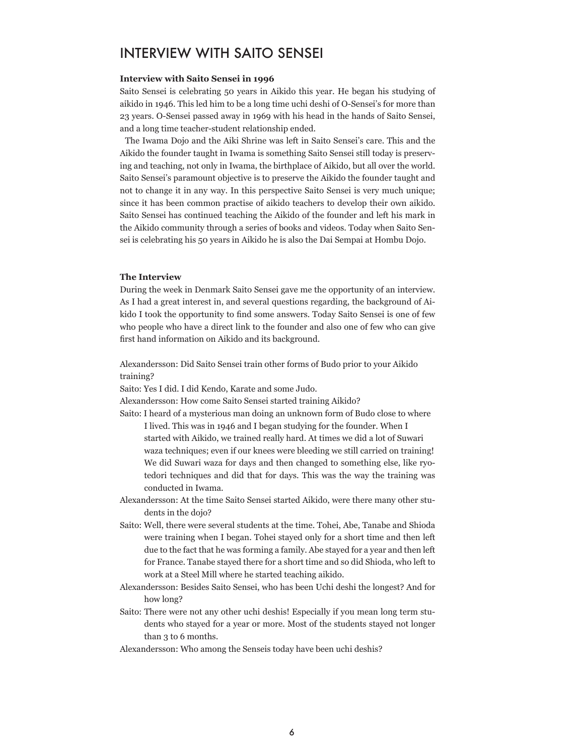# INTERVIEW WITH SAITO SENSEI

**Interview with Saito Sensei in 1996**

Saito Sensei is celebrating 50 years in Aikido this year. He began his studying of aikido in 1946. This led him to be a long time uchi deshi of O-Sensei's for more than 23 years. O-Sensei passed away in 1969 with his head in the hands of Saito Sensei, and a long time teacher-student relationship ended.

The Iwama Dojo and the Aiki Shrine was left in Saito Sensei's care. This and the Aikido the founder taught in Iwama is something Saito Sensei still today is preserving and teaching, not only in Iwama, the birthplace of Aikido, but all over the world. Saito Sensei's paramount objective is to preserve the Aikido the founder taught and not to change it in any way. In this perspective Saito Sensei is very much unique; since it has been common practise of aikido teachers to develop their own aikido. Saito Sensei has continued teaching the Aikido of the founder and left his mark in the Aikido community through a series of books and videos. Today when Saito Sensei is celebrating his 50 years in Aikido he is also the Dai Sempai at Hombu Dojo.

**The Interview**

During the week in Denmark Saito Sensei gave me the opportunity of an interview. As I had a great interest in, and several questions regarding, the background of Aikido I took the opportunity to find some answers. Today Saito Sensei is one of few who people who have a direct link to the founder and also one of few who can give first hand information on Aikido and its background.

Alexandersson: Did Saito Sensei train other forms of Budo prior to your Aikido training?

Saito: Yes I did. I did Kendo, Karate and some Judo.

Alexandersson: How come Saito Sensei started training Aikido?

Saito: I heard of a mysterious man doing an unknown form of Budo close to where I lived. This was in 1946 and I began studying for the founder. When I started with Aikido, we trained really hard. At times we did a lot of Suwari waza techniques; even if our knees were bleeding we still carried on training! We did Suwari waza for days and then changed to something else, like ryotedori techniques and did that for days. This was the way the training was conducted in Iwama.

Alexandersson: At the time Saito Sensei started Aikido, were there many other students in the dojo?

Saito: Well, there were several students at the time. Tohei, Abe, Tanabe and Shioda were training when I began. Tohei stayed only for a short time and then left due to the fact that he was forming a family. Abe stayed for a year and then left for France. Tanabe stayed there for a short time and so did Shioda, who left to work at a Steel Mill where he started teaching aikido.

Alexandersson: Besides Saito Sensei, who has been Uchi deshi the longest? And for how long?

Saito: There were not any other uchi deshis! Especially if you mean long term students who stayed for a year or more. Most of the students stayed not longer than 3 to 6 months.

Alexandersson: Who among the Senseis today have been uchi deshis?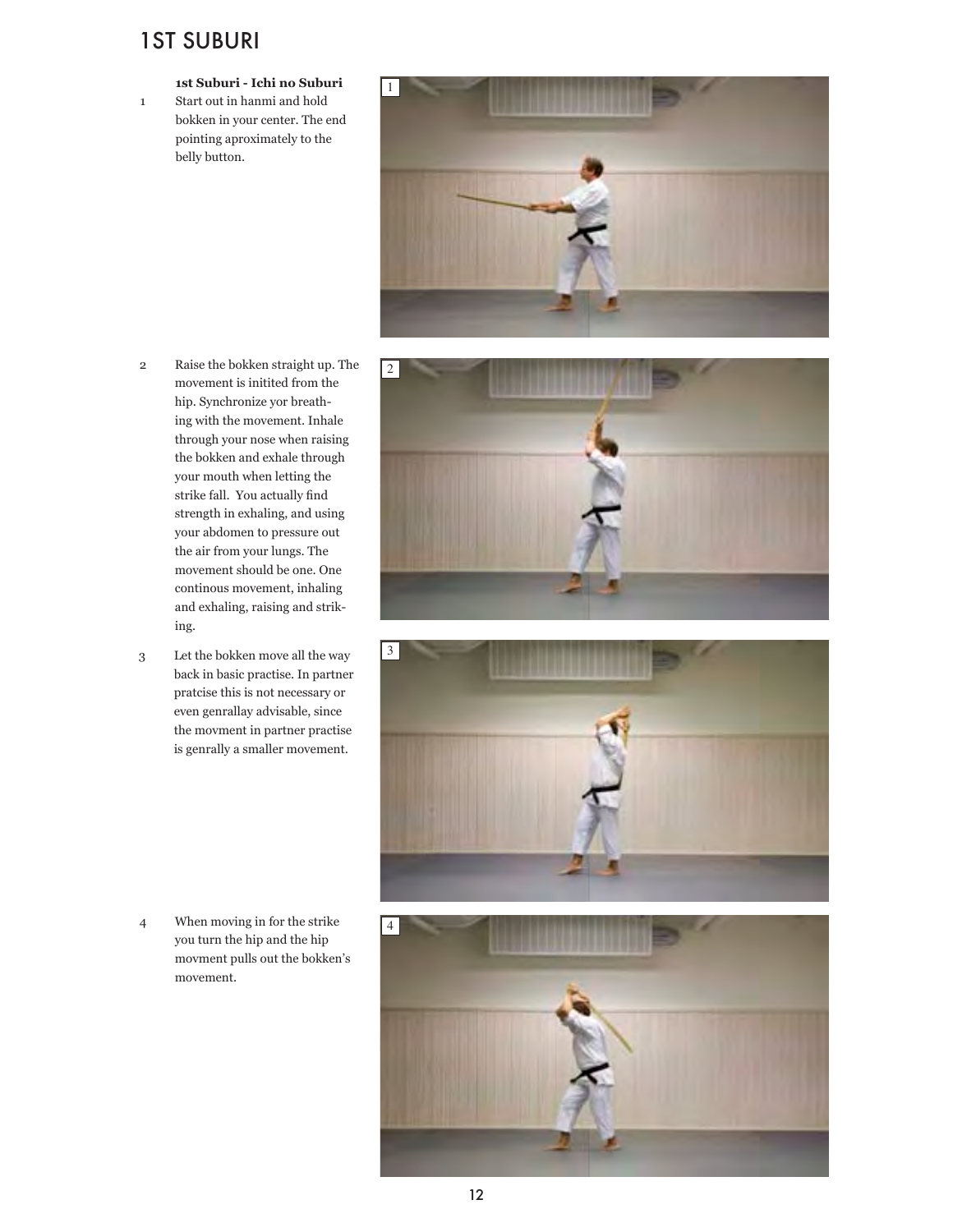# 1ST SUBURI

**1st Suburi - Ichi no Suburi**

1. Start out in hanmi and hold bokken in your center. The end pointing aproximately to the belly button.

2. Raise the bokken straight up. The movement is initited from the hip. Synchronize yor breathing with the movement. Inhale through your nose when raising the bokken and exhale through your mouth when letting the strike fall. You actually find strength in exhaling, and using your abdomen to pressure out the air from your lungs. The movement should be one. One continous movement, inhaling and exhaling, raising and striking.

3. Let the bokken move all the way back in basic practise. In partner pratcise this is not necessary or even genrallay advisable, since the movment in partner practise is genrally a smaller movement.

4. When moving in for the strike you turn the hip and the hip movment pulls out the bokken's movement.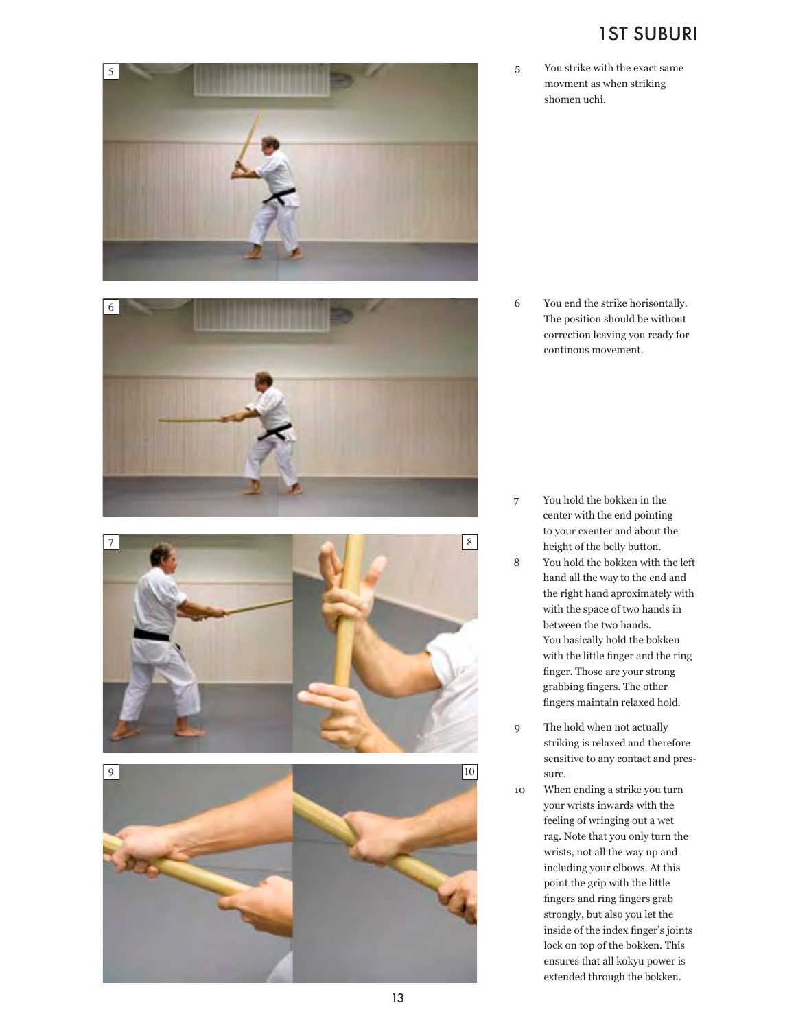# 1ST SUBURI

5 You strike with the exact same movment as when striking shomen uchi.

6 You end the strike horisontally. The position should be without correction leaving you ready for continous movement.

7 You hold the bokken in the center with the end pointing to your cxenter and about the height of the belly button.

8 You hold the bokken with the left hand all the way to the end and the right hand aproximately with with the space of two hands in between the two hands.
You basically hold the bokken with the little finger and the ring finger. Those are your strong grabbing fingers. The other fingers maintain relaxed hold.

9 The hold when not actually striking is relaxed and therefore sensitive to any contact and pressure.

10 When ending a strike you turn your wrists inwards with the feeling of wringing out a wet rag. Note that you only turn the wrists, not all the way up and including your elbows. At this point the grip with the little fingers and ring fingers grab strongly, but also you let the inside of the index finger's joints lock on top of the bokken. This ensures that all kokyu power is extended through the bokken.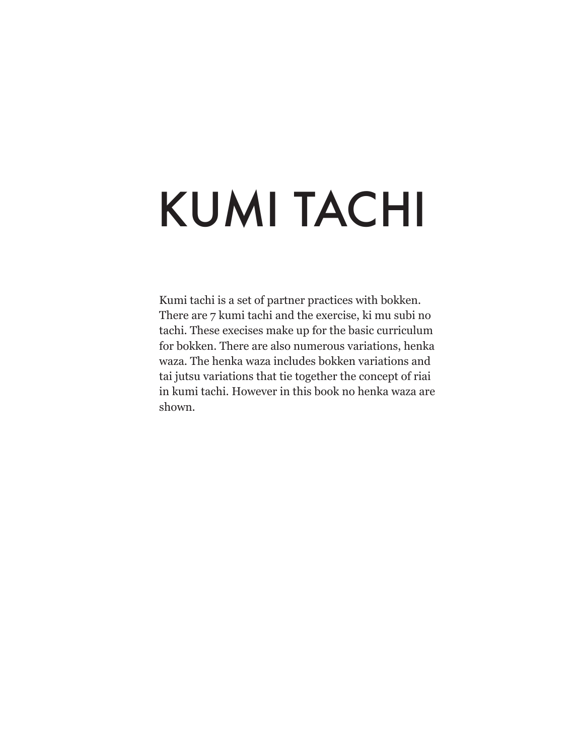# KUMI TACHI

Kumi tachi is a set of partner practices with bokken. There are 7 kumi tachi and the exercise, ki mu subi no tachi. These execises make up for the basic curriculum for bokken. There are also numerous variations, henka waza. The henka waza includes bokken variations and tai jutsu variations that tie together the concept of riai in kumi tachi. However in this book no henka waza are shown.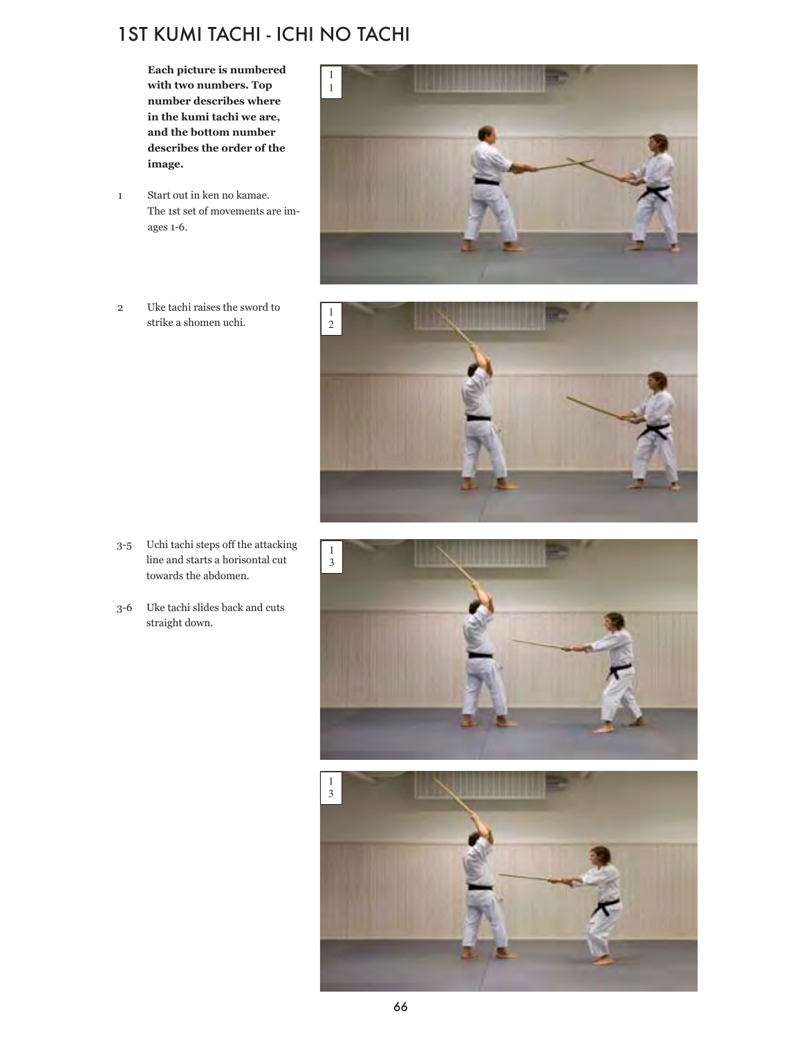# 1ST KUMI TACHI - ICHI NO TACHI

**Each picture is numbered with two numbers. Top number describes where in the kumi tachi we are, and the bottom number describes the order of the image.**

1 Start out in ken no kamae. The 1st set of movements are images 1-6.

2 Uke tachi raises the sword to strike a shomen uchi.

3-5 Uchi tachi steps off the attacking line and starts a horisontal cut towards the abdomen.

3-6 Uke tachi slides back and cuts straight down.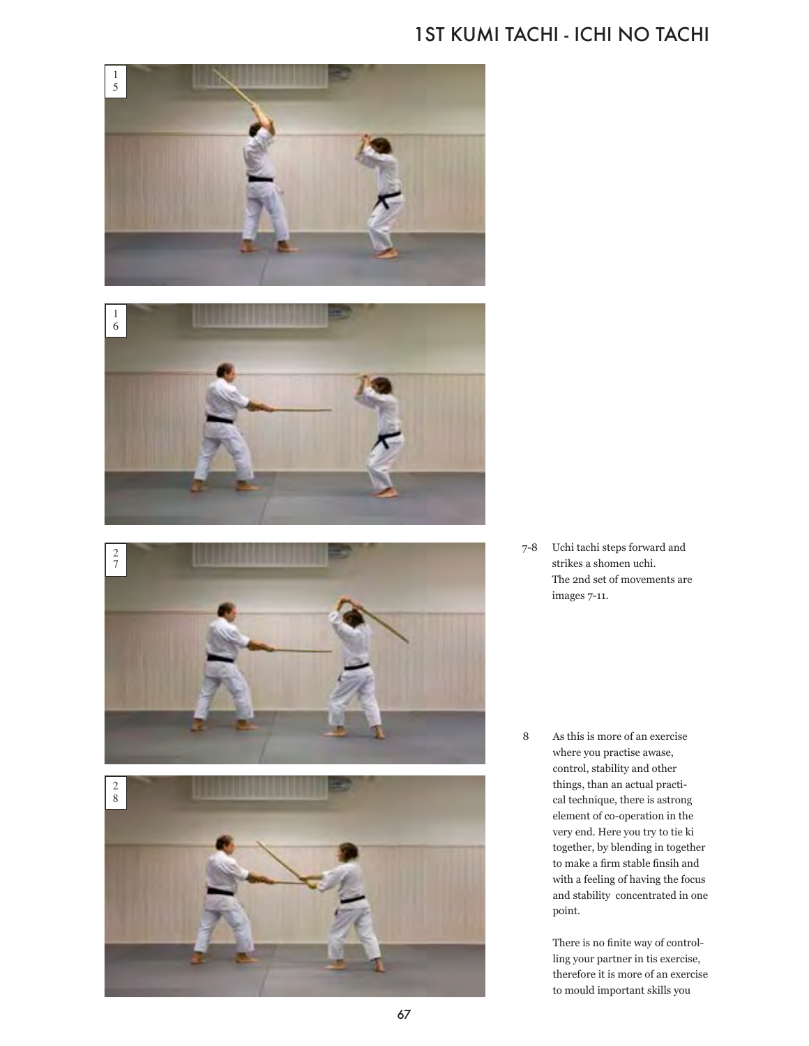7-8 Uchi tachi steps forward and strikes a shomen uchi.
The 2nd set of movements are images 7-11.

8 As this is more of an exercise where you practise awase, control, stability and other things, than an actual practical technique, there is astrong element of co-operation in the very end. Here you try to tie ki together, by blending in together to make a firm stable finsih and with a feeling of having the focus and stability concentrated in one point.

There is no finite way of controlling your partner in tis exercise, therefore it is more of an exercise to mould important skills you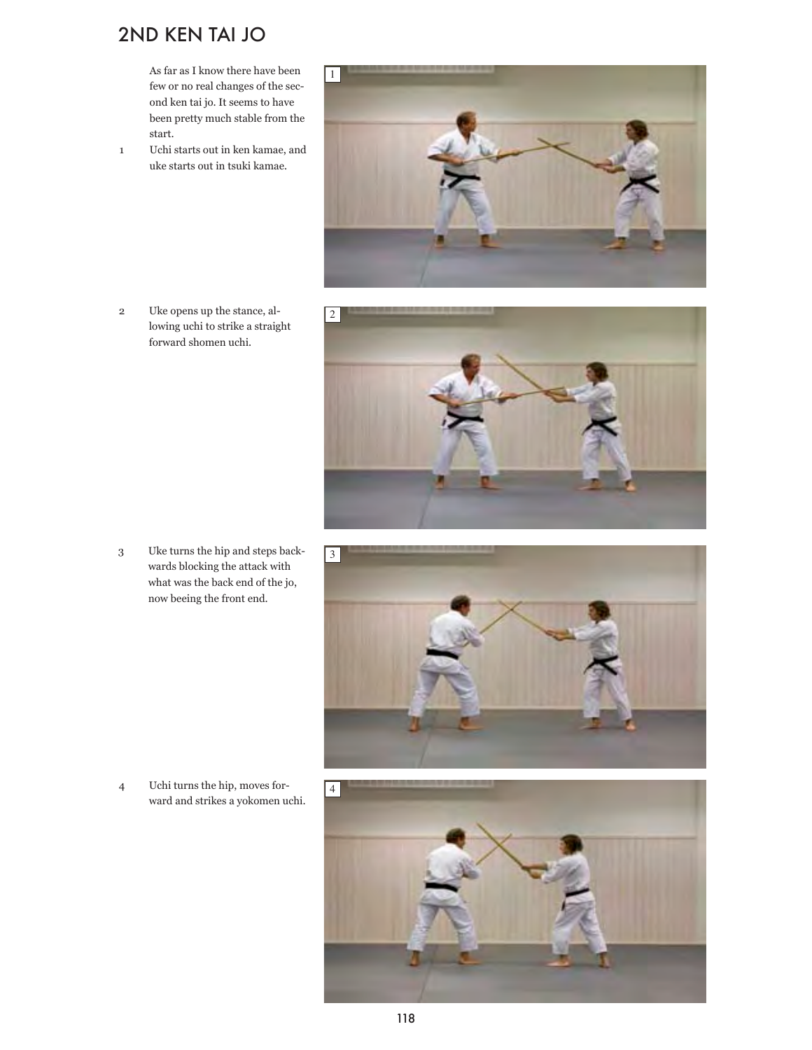# 2ND KEN TAI JO

As far as I know there have been few or no real changes of the second ken tai jo. It seems to have been pretty much stable from the start.

1. Uchi starts out in ken kamae, and uke starts out in tsuki kamae.
2. Uke opens up the stance, allowing uchi to strike a straight forward shomen uchi.
3. Uke turns the hip and steps backwards blocking the attack with what was the back end of the jo, now beeing the front end.
4. Uchi turns the hip, moves forward and strikes a yokomen uchi.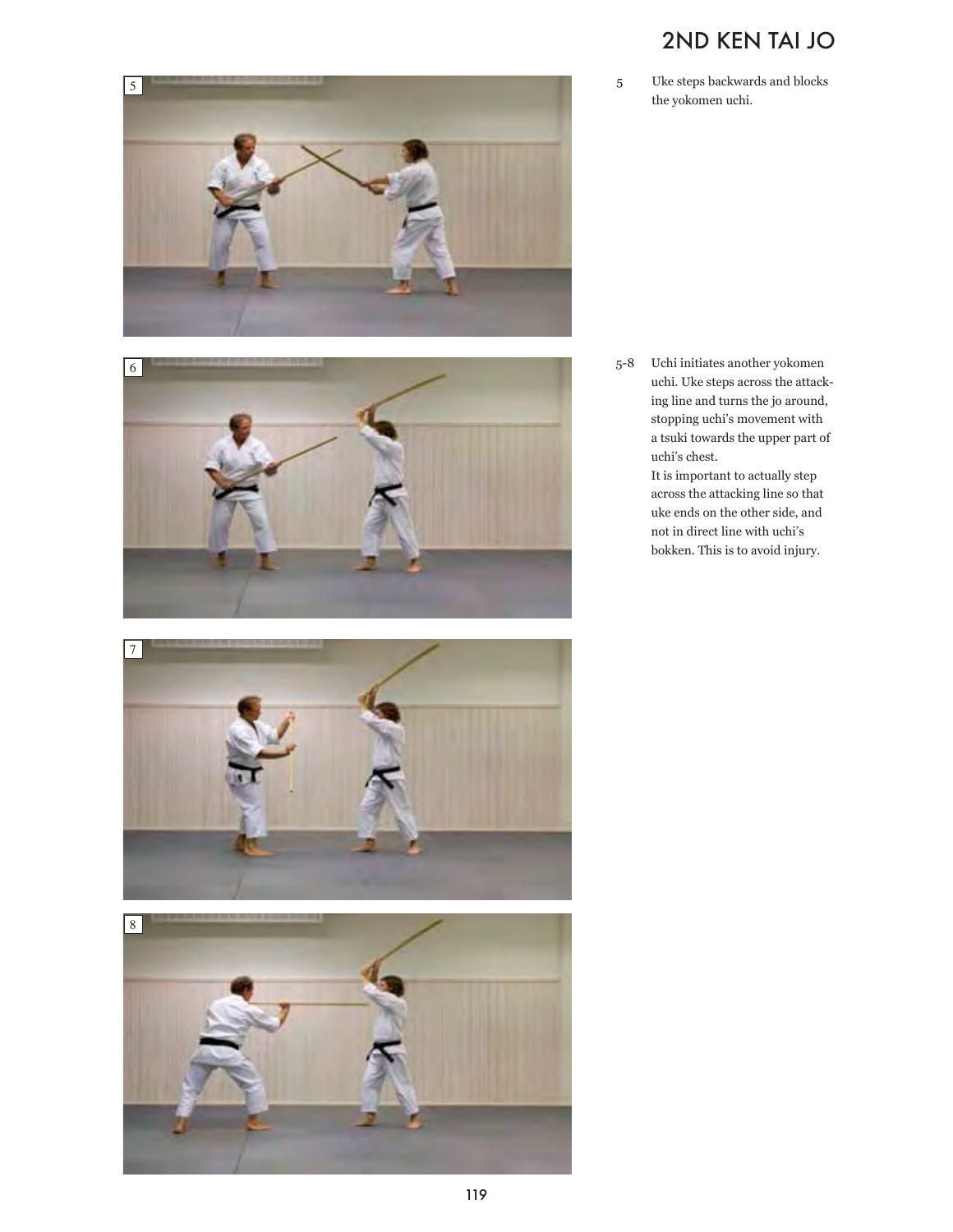## 2ND KEN TAI JO

5 Uke steps backwards and blocks the yokomen uchi.

5-8 Uchi initiates another yokomen uchi. Uke steps across the attacking line and turns the jo around, stopping uchi's movement with a tsuki towards the upper part of uchi's chest.
It is important to actually step across the attacking line so that uke ends on the other side, and not in direct line with uchi's bokken. This is to avoid injury.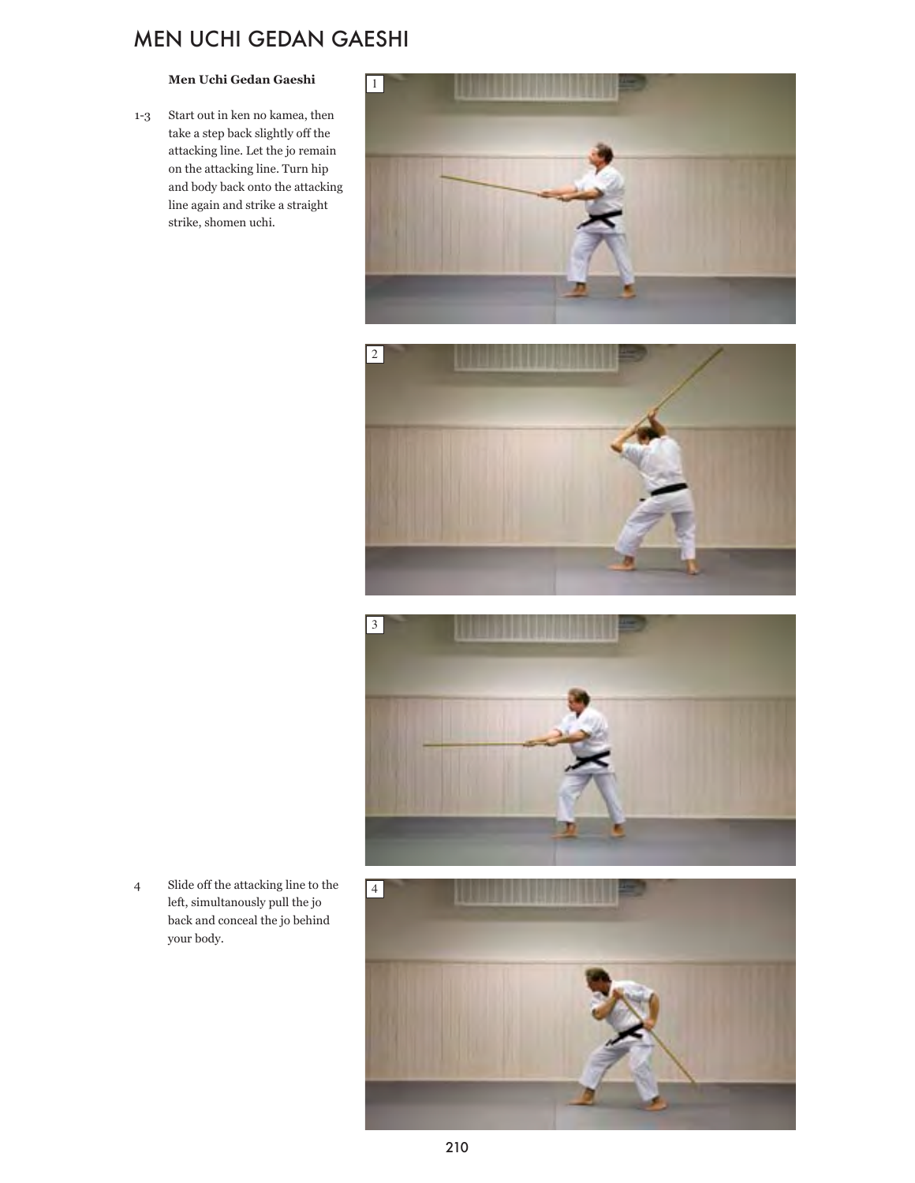# MEN UCHI GEDAN GAESHI

**Men Uchi Gedan Gaeshi**

1-3 Start out in ken no kamea, then take a step back slightly off the attacking line. Let the jo remain on the attacking line. Turn hip and body back onto the attacking line again and strike a straight strike, shomen uchi.

4 Slide off the attacking line to the left, simultanously pull the jo back and conceal the jo behind your body.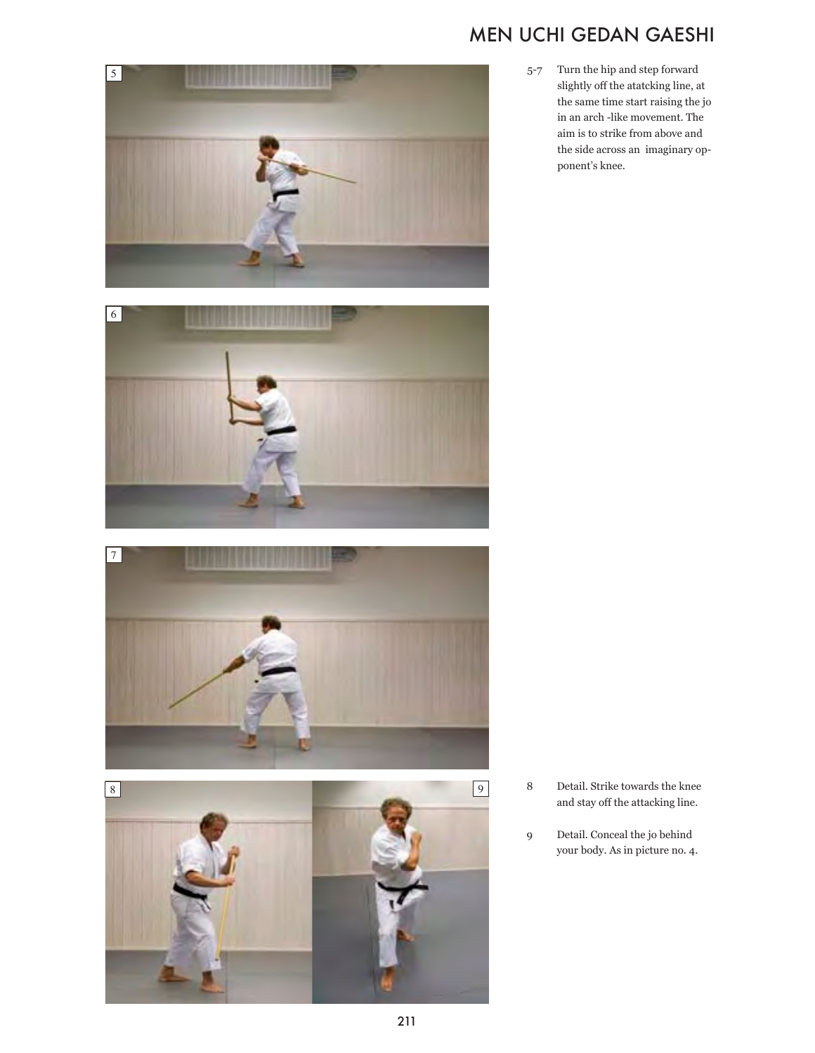# MEN UCHI GEDAN GAESHI

5-7 Turn the hip and step forward slightly off the atatcking line, at the same time start raising the jo in an arch -like movement. The aim is to strike from above and the side across an imaginary opponent's knee.

8 Detail. Strike towards the knee and stay off the attacking line.

9 Detail. Conceal the jo behind your body. As in picture no. 4.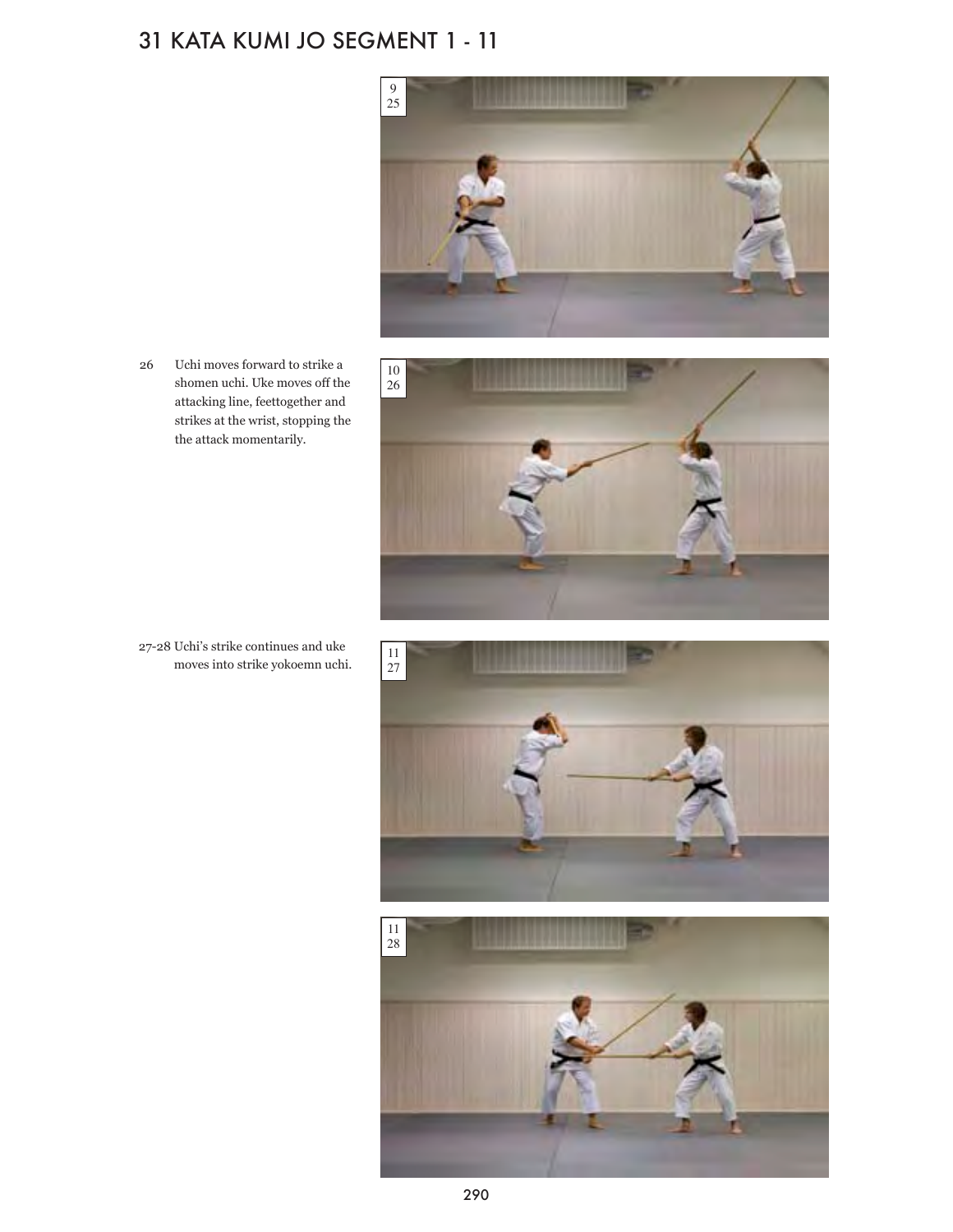# 31 KATA KUMI JO SEGMENT 1 - 11

26 Uchi moves forward to strike a shomen uchi. Uke moves off the attacking line, feettogether and strikes at the wrist, stopping the the attack momentarily.

27-28 Uchi's strike continues and uke moves into strike yokoemn uchi.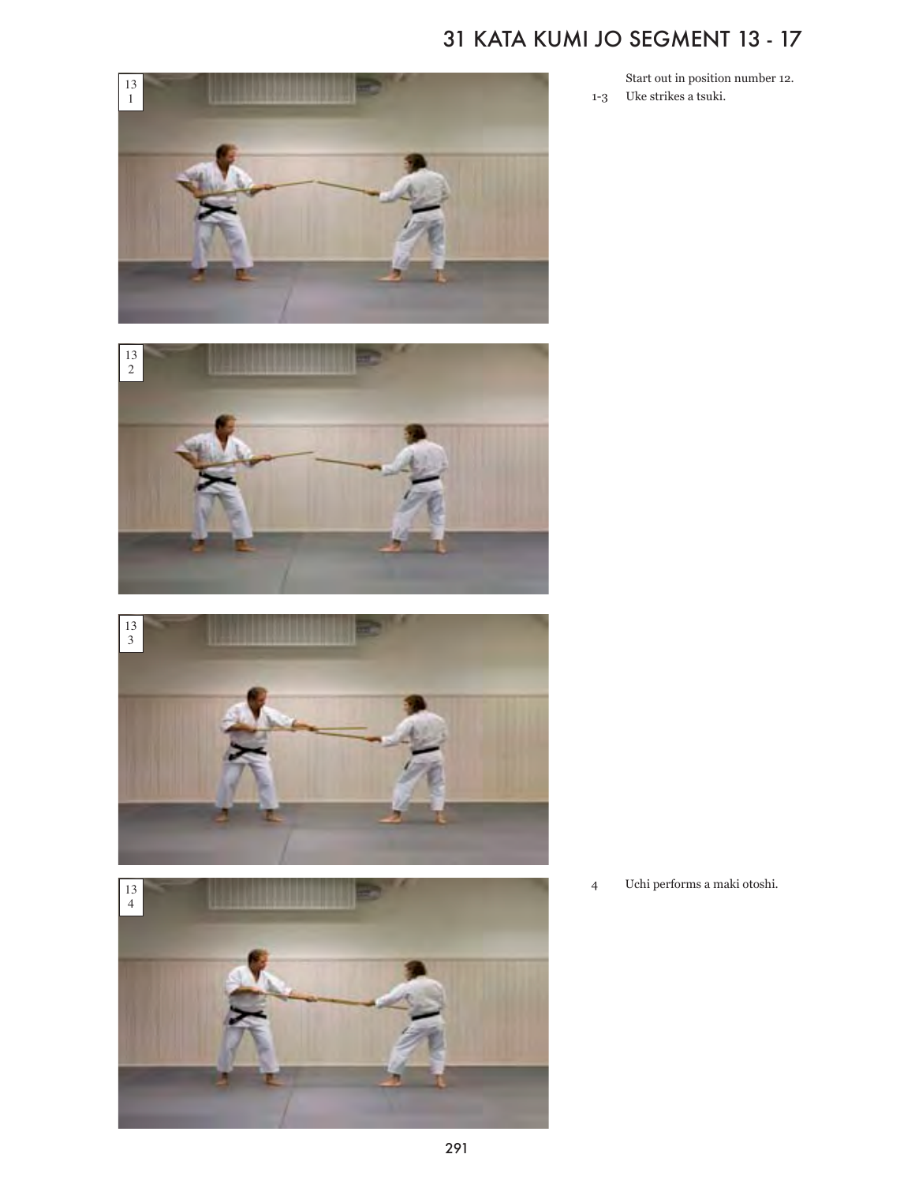# 31 KATA KUMI JO SEGMENT 13 - 17

13
1

13
2

13
3

13
4

Start out in position number 12.

1-3 Uke strikes a tsuki.

4 Uchi performs a maki otoshi.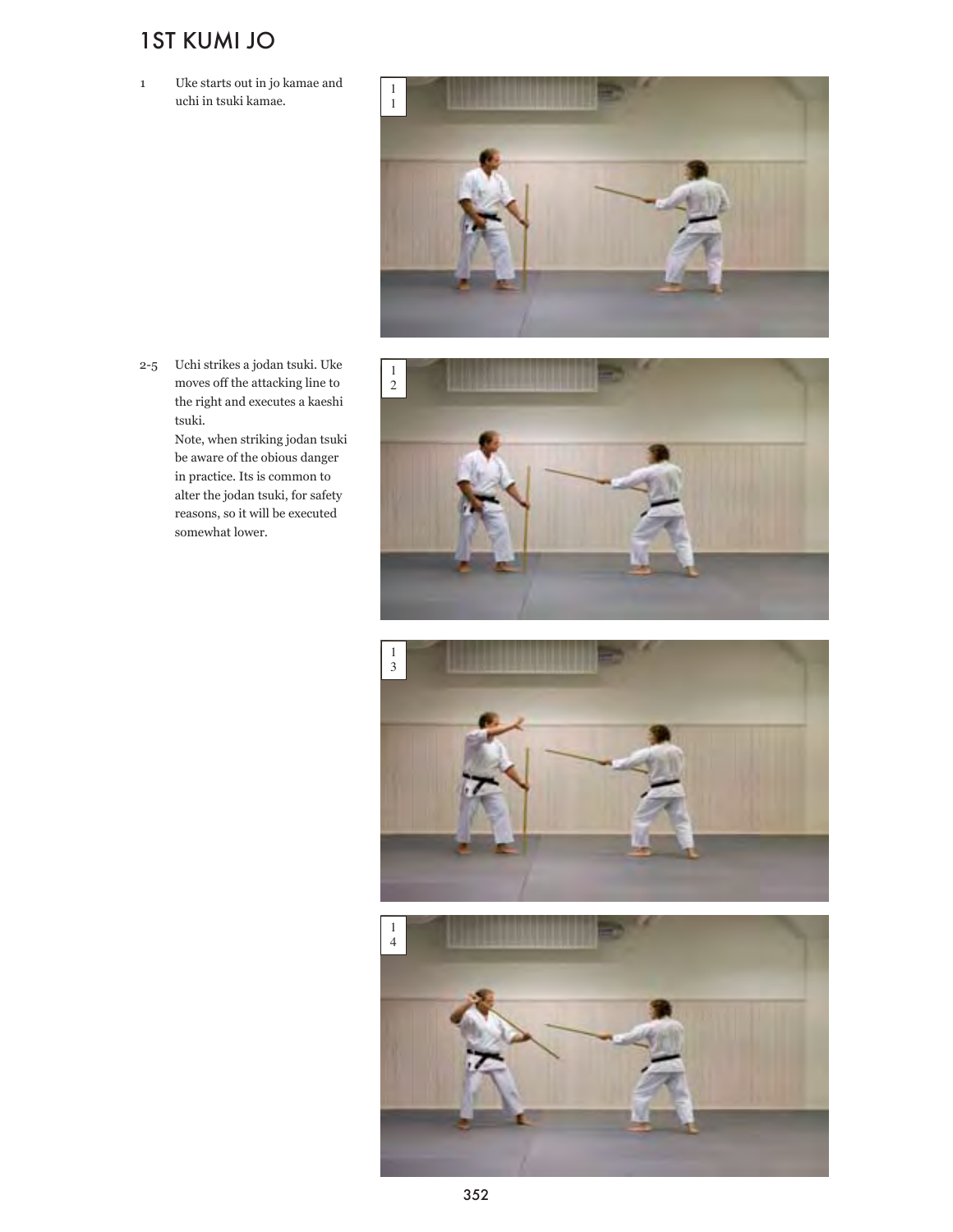# 1ST KUMI JO

1 Uke starts out in jo kamae and uchi in tsuki kamae.

2-5 Uchi strikes a jodan tsuki. Uke moves off the attacking line to the right and executes a kaeshi tsuki.
Note, when striking jodan tsuki be aware of the obious danger in practice. Its is common to alter the jodan tsuki, for safety reasons, so it will be executed somewhat lower.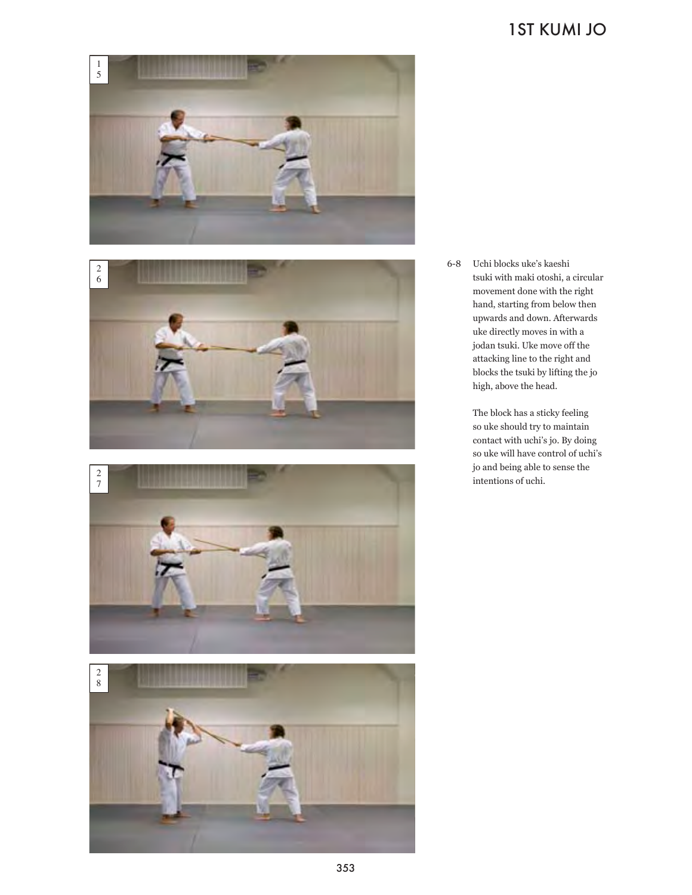# 1ST KUMI JO

6-8 Uchi blocks uke's kaeshi tsuki with maki otoshi, a circular movement done with the right hand, starting from below then upwards and down. Afterwards uke directly moves in with a jodan tsuki. Uke move off the attacking line to the right and blocks the tsuki by lifting the jo high, above the head.

The block has a sticky feeling so uke should try to maintain contact with uchi's jo. By doing so uke will have control of uchi's jo and being able to sense the intentions of uchi.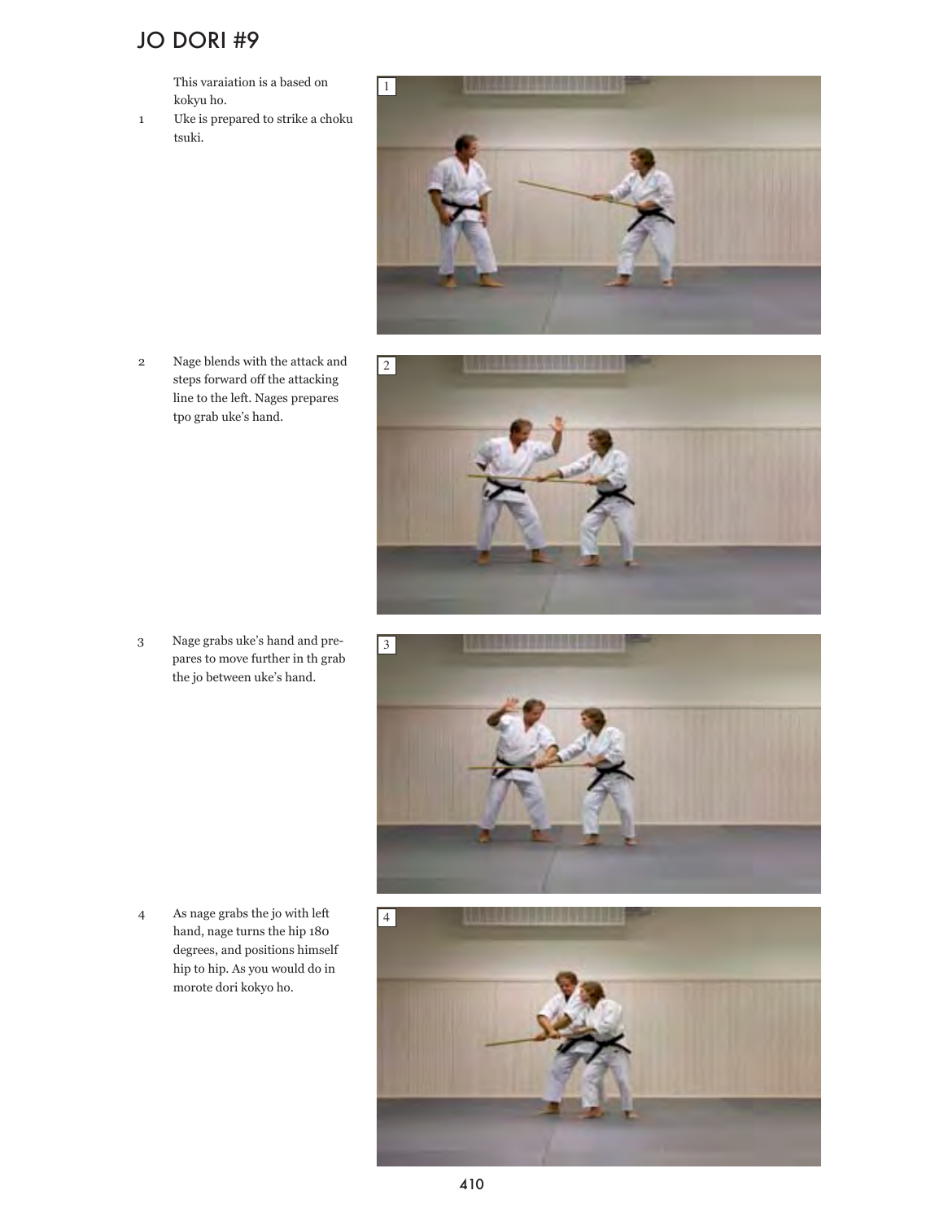# JO DORI #9

This varaiation is a based on kokyu ho.

1. Uke is prepared to strike a choku tsuki.

2. Nage blends with the attack and steps forward off the attacking line to the left. Nages prepares tpo grab uke's hand.

3. Nage grabs uke's hand and prepares to move further in th grab the jo between uke's hand.

4. As nage grabs the jo with left hand, nage turns the hip 180 degrees, and positions himself hip to hip. As you would do in morote dori kokyo ho.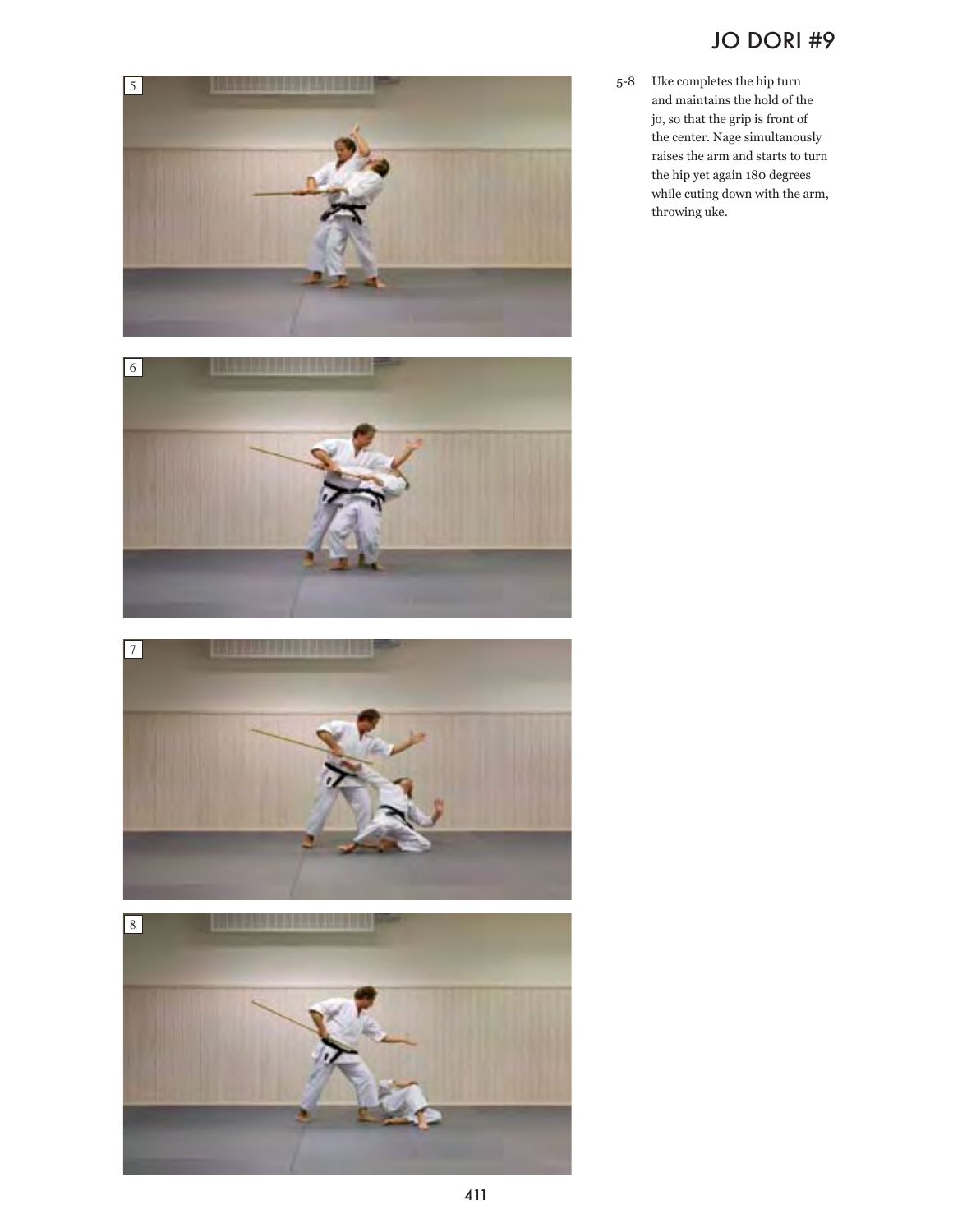# JO DORI #9

5-8 Uke completes the hip turn and maintains the hold of the jo, so that the grip is front of the center. Nage simultanously raises the arm and starts to turn the hip yet again 180 degrees while cuting down with the arm, throwing uke.